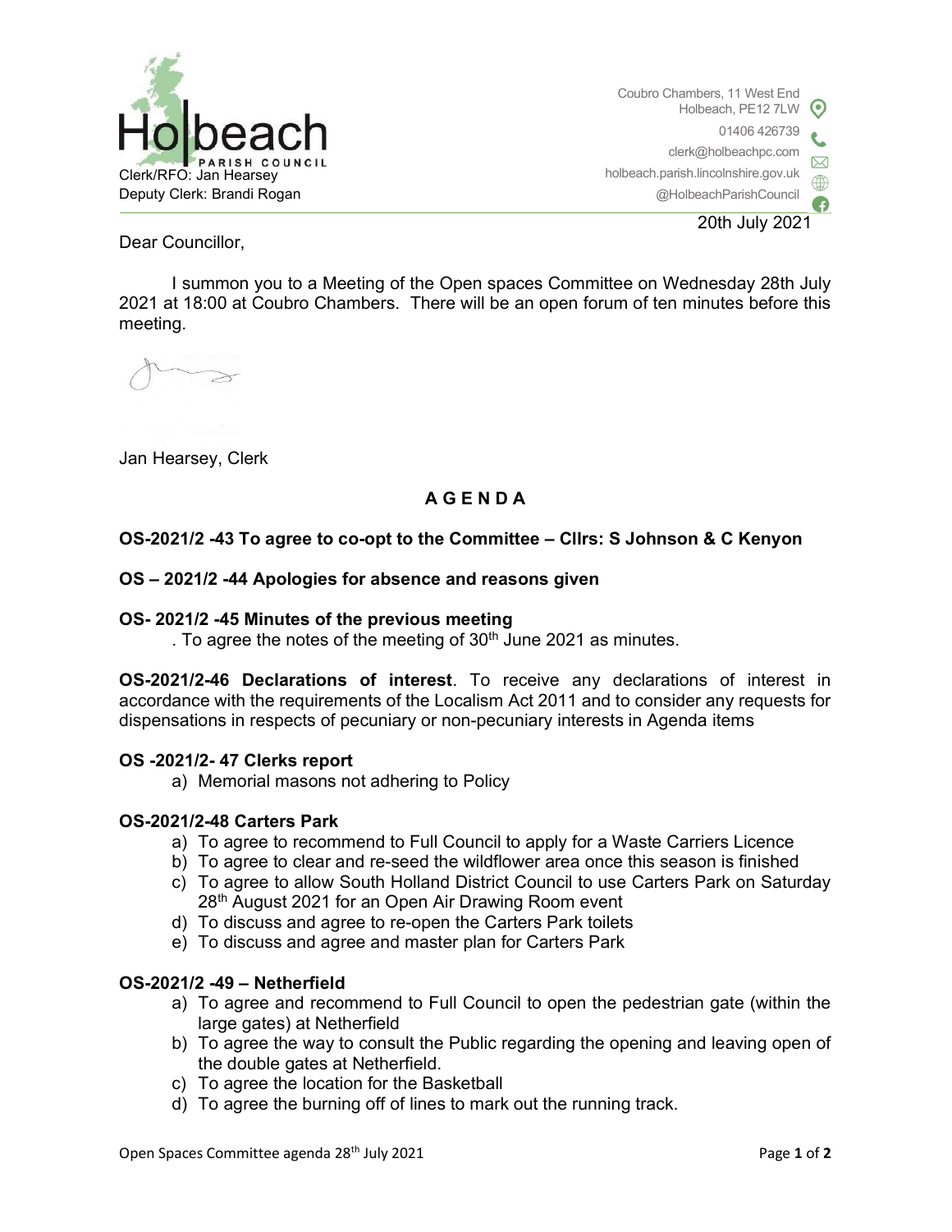Holbeach PARISH COUNCIL

Clerk/RFO: Jan Hearsey
Deputy Clerk: Brandi Rogan

Coubro Chambers, 11 West End
Holbeach, PE12 7LW
01406 426739
clerk@holbeachpc.com
holbeach.parish.lincolnshire.gov.uk
@HolbeachParishCouncil

20th July 2021

Dear Councillor,

I summon you to a Meeting of the Open spaces Committee on Wednesday 28th July 2021 at 18:00 at Coubro Chambers. There will be an open forum of ten minutes before this meeting.

Jan Hearsey, Clerk

## A G E N D A

**OS-2021/2 -43 To agree to co-opt to the Committee – Cllrs: S Johnson & C Kenyon**

**OS – 2021/2 -44 Apologies for absence and reasons given**

**OS- 2021/2 -45 Minutes of the previous meeting**

. To agree the notes of the meeting of 30th June 2021 as minutes.

**OS-2021/2-46 Declarations of interest**. To receive any declarations of interest in accordance with the requirements of the Localism Act 2011 and to consider any requests for dispensations in respects of pecuniary or non-pecuniary interests in Agenda items

**OS -2021/2- 47 Clerks report**

a) Memorial masons not adhering to Policy

**OS-2021/2-48 Carters Park**

a) To agree to recommend to Full Council to apply for a Waste Carriers Licence
b) To agree to clear and re-seed the wildflower area once this season is finished
c) To agree to allow South Holland District Council to use Carters Park on Saturday 28th August 2021 for an Open Air Drawing Room event
d) To discuss and agree to re-open the Carters Park toilets
e) To discuss and agree and master plan for Carters Park

**OS-2021/2 -49 – Netherfield**

a) To agree and recommend to Full Council to open the pedestrian gate (within the large gates) at Netherfield
b) To agree the way to consult the Public regarding the opening and leaving open of the double gates at Netherfield.
c) To agree the location for the Basketball
d) To agree the burning off of lines to mark out the running track.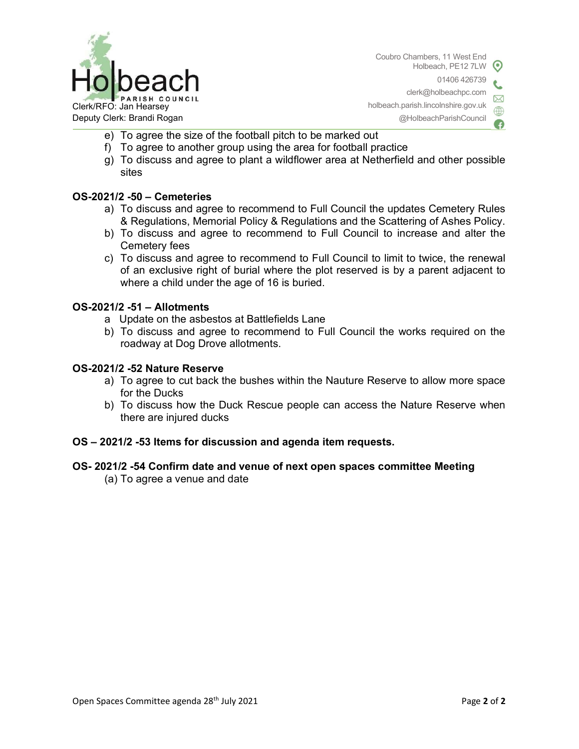e) To agree the size of the football pitch to be marked out
f) To agree to another group using the area for football practice
g) To discuss and agree to plant a wildflower area at Netherfield and other possible sites

**OS-2021/2 -50 – Cemeteries**

a) To discuss and agree to recommend to Full Council the updates Cemetery Rules & Regulations, Memorial Policy & Regulations and the Scattering of Ashes Policy.
b) To discuss and agree to recommend to Full Council to increase and alter the Cemetery fees
c) To discuss and agree to recommend to Full Council to limit to twice, the renewal of an exclusive right of burial where the plot reserved is by a parent adjacent to where a child under the age of 16 is buried.

**OS-2021/2 -51 – Allotments**

a Update on the asbestos at Battlefields Lane
b) To discuss and agree to recommend to Full Council the works required on the roadway at Dog Drove allotments.

**OS-2021/2 -52 Nature Reserve**

a) To agree to cut back the bushes within the Nauture Reserve to allow more space for the Ducks
b) To discuss how the Duck Rescue people can access the Nature Reserve when there are injured ducks

**OS – 2021/2 -53 Items for discussion and agenda item requests.**

**OS- 2021/2 -54 Confirm date and venue of next open spaces committee Meeting**

(a) To agree a venue and date